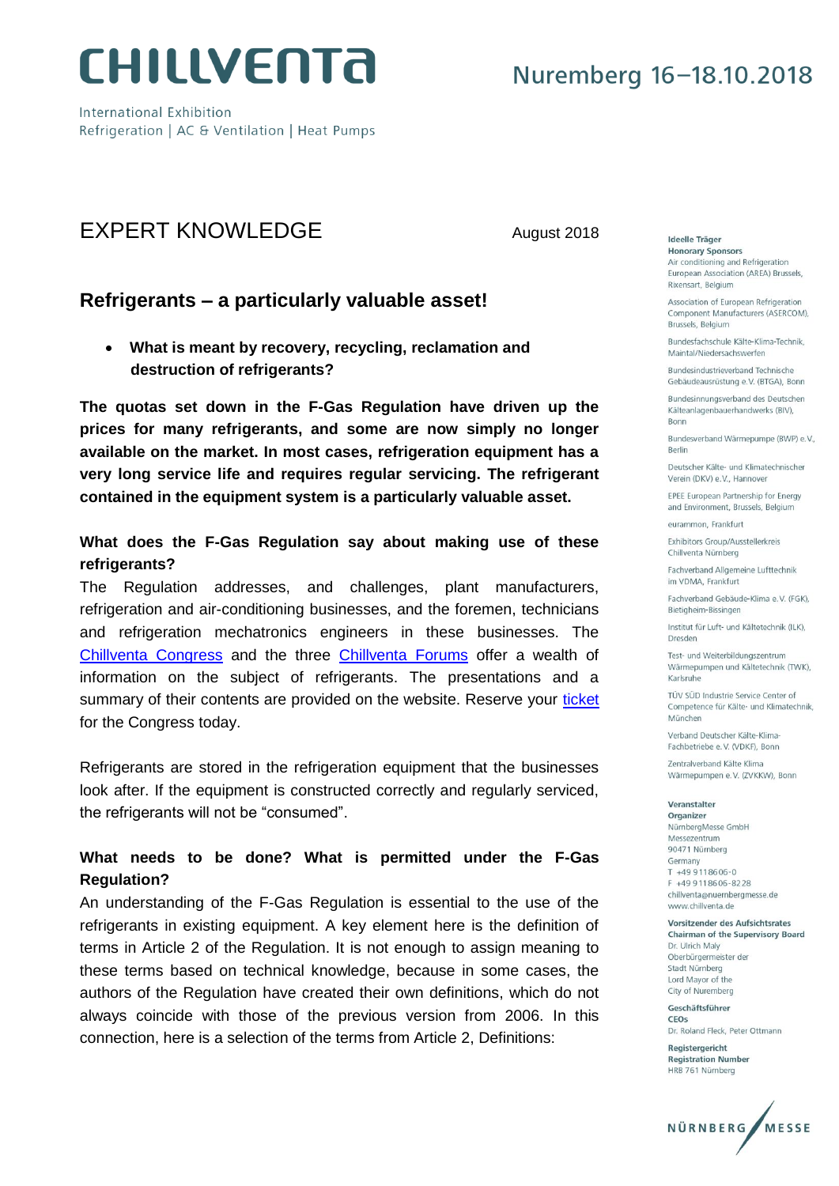# CHILLVENTA

International Exhibition
Refrigeration | AC & Ventilation | Heat Pumps

Nuremberg 16–18.10.2018

## EXPERT KNOWLEDGE

August 2018

## Refrigerants – a particularly valuable asset!

- **What is meant by recovery, recycling, reclamation and destruction of refrigerants?**

**The quotas set down in the F-Gas Regulation have driven up the prices for many refrigerants, and some are now simply no longer available on the market. In most cases, refrigeration equipment has a very long service life and requires regular servicing. The refrigerant contained in the equipment system is a particularly valuable asset.**

**What does the F-Gas Regulation say about making use of these refrigerants?**

The Regulation addresses, and challenges, plant manufacturers, refrigeration and air-conditioning businesses, and the foremen, technicians and refrigeration mechatronics engineers in these businesses. The Chillventa Congress and the three Chillventa Forums offer a wealth of information on the subject of refrigerants. The presentations and a summary of their contents are provided on the website. Reserve your ticket for the Congress today.

Refrigerants are stored in the refrigeration equipment that the businesses look after. If the equipment is constructed correctly and regularly serviced, the refrigerants will not be "consumed".

**What needs to be done? What is permitted under the F-Gas Regulation?**

An understanding of the F-Gas Regulation is essential to the use of the refrigerants in existing equipment. A key element here is the definition of terms in Article 2 of the Regulation. It is not enough to assign meaning to these terms based on technical knowledge, because in some cases, the authors of the Regulation have created their own definitions, which do not always coincide with those of the previous version from 2006. In this connection, here is a selection of the terms from Article 2, Definitions:

---

**Ideelle Träger**
**Honorary Sponsors**
Air conditioning and Refrigeration European Association (AREA) Brussels, Rixensart, Belgium

Association of European Refrigeration Component Manufacturers (ASERCOM), Brussels, Belgium

Bundesfachschule Kälte-Klima-Technik, Maintal/Niedersachswerfen

Bundesindustrieverband Technische Gebäudeausrüstung e.V. (BTGA), Bonn

Bundesinnungsverband des Deutschen Kälteanlagenbauerhandwerks (BIV), Bonn

Bundesverband Wärmepumpe (BWP) e.V., Berlin

Deutscher Kälte- und Klimatechnischer Verein (DKV) e.V., Hannover

EPEE European Partnership for Energy and Environment, Brussels, Belgium

eurammon, Frankfurt

Exhibitors Group/Ausstellerkreis Chillventa Nürnberg

Fachverband Allgemeine Lufttechnik im VDMA, Frankfurt

Fachverband Gebäude-Klima e.V. (FGK), Bietigheim-Bissingen

Institut für Luft- und Kältetechnik (ILK), Dresden

Test- und Weiterbildungszentrum Wärmepumpen und Kältetechnik (TWK), Karlsruhe

TÜV SÜD Industrie Service Center of Competence für Kälte- und Klimatechnik, München

Verband Deutscher Kälte-Klima-Fachbetriebe e.V. (VDKF), Bonn

Zentralverband Kälte Klima Wärmepumpen e.V. (ZVKKW), Bonn

**Veranstalter**
**Organizer**
NürnbergMesse GmbH
Messezentrum
90471 Nürnberg
Germany
T +49 9118606-0
F +49 9118606-8228
chillventa@nuernbergmesse.de
www.chillventa.de

**Vorsitzender des Aufsichtsrates**
**Chairman of the Supervisory Board**
Dr. Ulrich Maly
Oberbürgermeister der Stadt Nürnberg
Lord Mayor of the City of Nuremberg

**Geschäftsführer**
**CEOs**
Dr. Roland Fleck, Peter Ottmann

**Registergericht**
**Registration Number**
HRB 761 Nürnberg

NÜRNBERG MESSE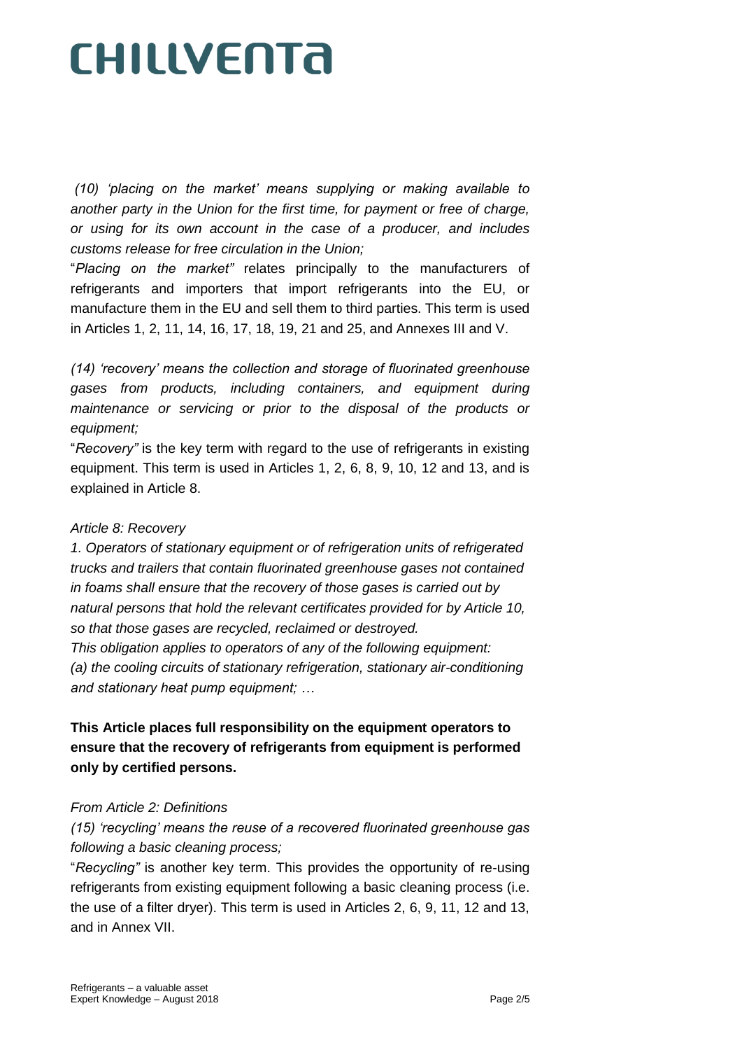*(10) 'placing on the market' means supplying or making available to another party in the Union for the first time, for payment or free of charge, or using for its own account in the case of a producer, and includes customs release for free circulation in the Union;*

"*Placing on the market"* relates principally to the manufacturers of refrigerants and importers that import refrigerants into the EU, or manufacture them in the EU and sell them to third parties. This term is used in Articles 1, 2, 11, 14, 16, 17, 18, 19, 21 and 25, and Annexes III and V.

*(14) 'recovery' means the collection and storage of fluorinated greenhouse gases from products, including containers, and equipment during maintenance or servicing or prior to the disposal of the products or equipment;*

"*Recovery"* is the key term with regard to the use of refrigerants in existing equipment. This term is used in Articles 1, 2, 6, 8, 9, 10, 12 and 13, and is explained in Article 8.

*Article 8: Recovery*

*1. Operators of stationary equipment or of refrigeration units of refrigerated trucks and trailers that contain fluorinated greenhouse gases not contained in foams shall ensure that the recovery of those gases is carried out by natural persons that hold the relevant certificates provided for by Article 10, so that those gases are recycled, reclaimed or destroyed.*

*This obligation applies to operators of any of the following equipment:*

*(a) the cooling circuits of stationary refrigeration, stationary air-conditioning and stationary heat pump equipment; …*

**This Article places full responsibility on the equipment operators to ensure that the recovery of refrigerants from equipment is performed only by certified persons.**

*From Article 2: Definitions*

*(15) 'recycling' means the reuse of a recovered fluorinated greenhouse gas following a basic cleaning process;*

"*Recycling"* is another key term. This provides the opportunity of re-using refrigerants from existing equipment following a basic cleaning process (i.e. the use of a filter dryer). This term is used in Articles 2, 6, 9, 11, 12 and 13, and in Annex VII.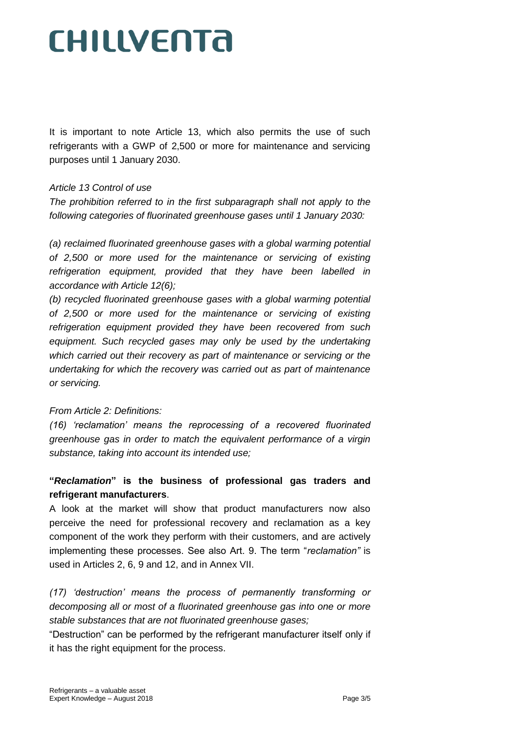It is important to note Article 13, which also permits the use of such refrigerants with a GWP of 2,500 or more for maintenance and servicing purposes until 1 January 2030.

*Article 13 Control of use*

*The prohibition referred to in the first subparagraph shall not apply to the following categories of fluorinated greenhouse gases until 1 January 2030:*

*(a) reclaimed fluorinated greenhouse gases with a global warming potential of 2,500 or more used for the maintenance or servicing of existing refrigeration equipment, provided that they have been labelled in accordance with Article 12(6);*

*(b) recycled fluorinated greenhouse gases with a global warming potential of 2,500 or more used for the maintenance or servicing of existing refrigeration equipment provided they have been recovered from such equipment. Such recycled gases may only be used by the undertaking which carried out their recovery as part of maintenance or servicing or the undertaking for which the recovery was carried out as part of maintenance or servicing.*

*From Article 2: Definitions:*

*(16) 'reclamation' means the reprocessing of a recovered fluorinated greenhouse gas in order to match the equivalent performance of a virgin substance, taking into account its intended use;*

**"*Reclamation*" is the business of professional gas traders and refrigerant manufacturers**.

A look at the market will show that product manufacturers now also perceive the need for professional recovery and reclamation as a key component of the work they perform with their customers, and are actively implementing these processes. See also Art. 9. The term "*reclamation"* is used in Articles 2, 6, 9 and 12, and in Annex VII.

*(17) 'destruction' means the process of permanently transforming or decomposing all or most of a fluorinated greenhouse gas into one or more stable substances that are not fluorinated greenhouse gases;*

"Destruction" can be performed by the refrigerant manufacturer itself only if it has the right equipment for the process.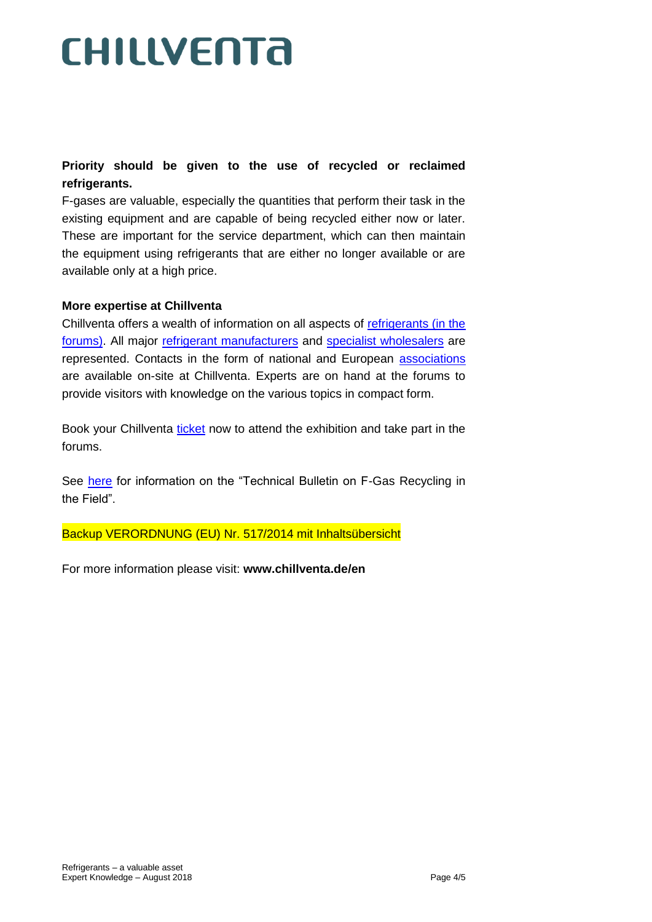**Priority should be given to the use of recycled or reclaimed refrigerants.**

F-gases are valuable, especially the quantities that perform their task in the existing equipment and are capable of being recycled either now or later. These are important for the service department, which can then maintain the equipment using refrigerants that are either no longer available or are available only at a high price.

**More expertise at Chillventa**

Chillventa offers a wealth of information on all aspects of refrigerants (in the forums). All major refrigerant manufacturers and specialist wholesalers are represented. Contacts in the form of national and European associations are available on-site at Chillventa. Experts are on hand at the forums to provide visitors with knowledge on the various topics in compact form.

Book your Chillventa ticket now to attend the exhibition and take part in the forums.

See here for information on the "Technical Bulletin on F-Gas Recycling in the Field".

Backup VERORDNUNG (EU) Nr. 517/2014 mit Inhaltsübersicht

For more information please visit: **www.chillventa.de/en**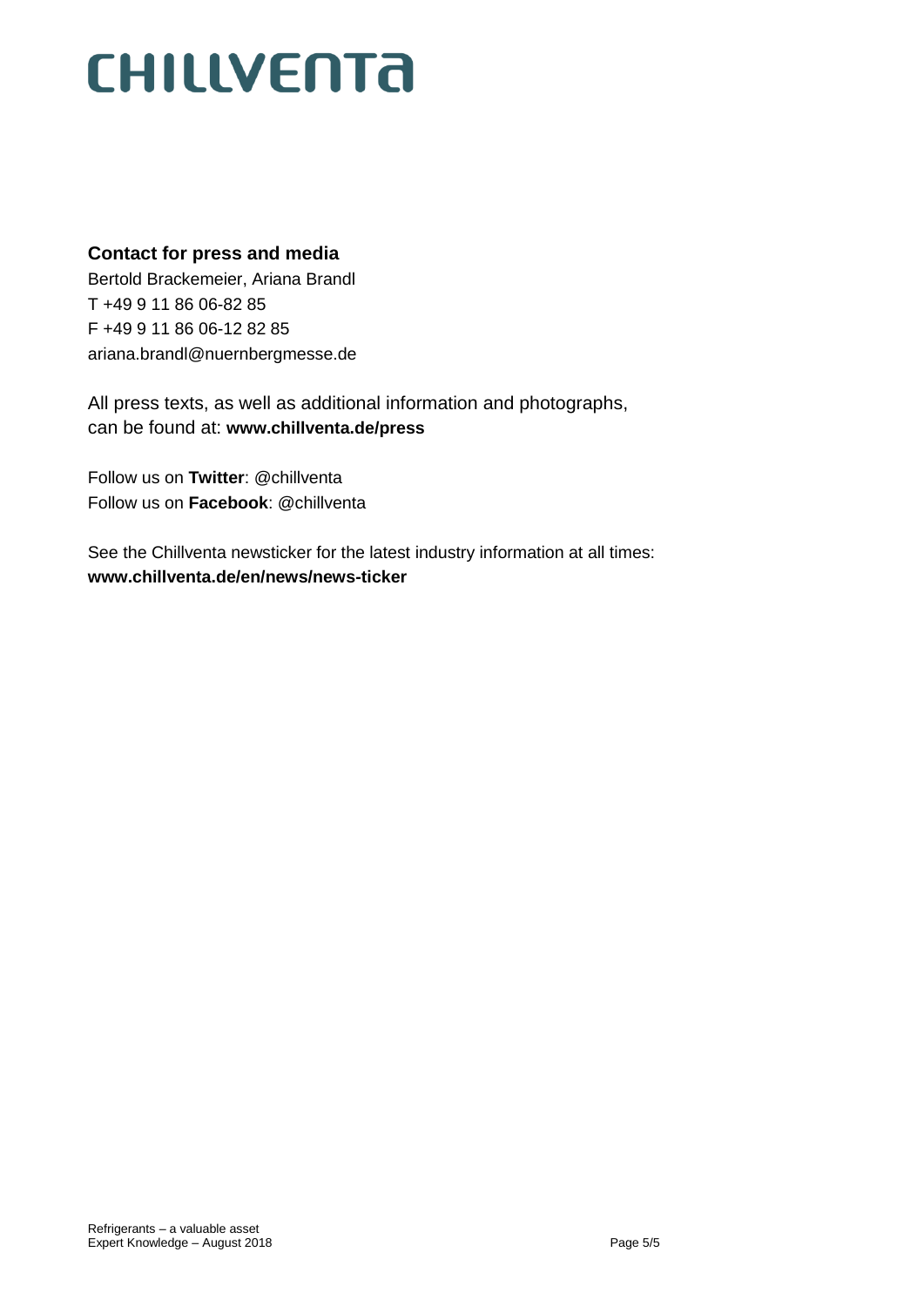**Contact for press and media**
Bertold Brackemeier, Ariana Brandl
T +49 9 11 86 06-82 85
F +49 9 11 86 06-12 82 85
ariana.brandl@nuernbergmesse.de

All press texts, as well as additional information and photographs, can be found at: **www.chillventa.de/press**

Follow us on **Twitter**: @chillventa
Follow us on **Facebook**: @chillventa

See the Chillventa newsticker for the latest industry information at all times:
**www.chillventa.de/en/news/news-ticker**